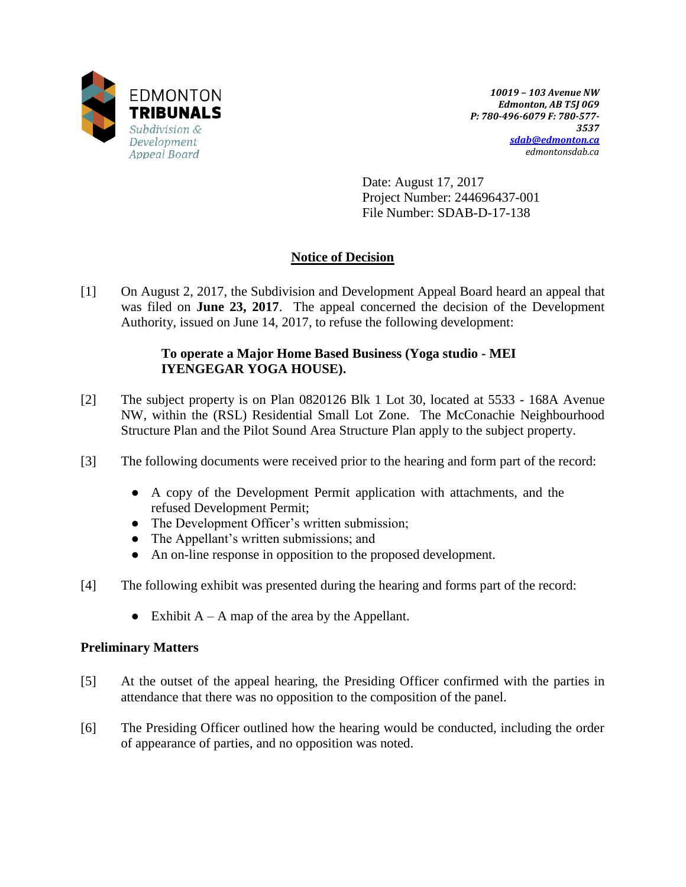EDMONTON **TRIBUNALS**
*Subdivision & Development Appeal Board*

***10019 – 103 Avenue NW***
***Edmonton, AB T5J 0G9***
***P: 780-496-6079 F: 780-577-3537***
***sdab@edmonton.ca***
*edmontonsdab.ca*

Date: August 17, 2017
Project Number: 244696437-001
File Number: SDAB-D-17-138

## Notice of Decision

[1] On August 2, 2017, the Subdivision and Development Appeal Board heard an appeal that was filed on **June 23, 2017**. The appeal concerned the decision of the Development Authority, issued on June 14, 2017, to refuse the following development:

> **To operate a Major Home Based Business (Yoga studio - MEI IYENGEGAR YOGA HOUSE).**

[2] The subject property is on Plan 0820126 Blk 1 Lot 30, located at 5533 - 168A Avenue NW, within the (RSL) Residential Small Lot Zone. The McConachie Neighbourhood Structure Plan and the Pilot Sound Area Structure Plan apply to the subject property.

[3] The following documents were received prior to the hearing and form part of the record:

- A copy of the Development Permit application with attachments, and the refused Development Permit;
- The Development Officer's written submission;
- The Appellant's written submissions; and
- An on-line response in opposition to the proposed development.

[4] The following exhibit was presented during the hearing and forms part of the record:

- Exhibit A – A map of the area by the Appellant.

### Preliminary Matters

[5] At the outset of the appeal hearing, the Presiding Officer confirmed with the parties in attendance that there was no opposition to the composition of the panel.

[6] The Presiding Officer outlined how the hearing would be conducted, including the order of appearance of parties, and no opposition was noted.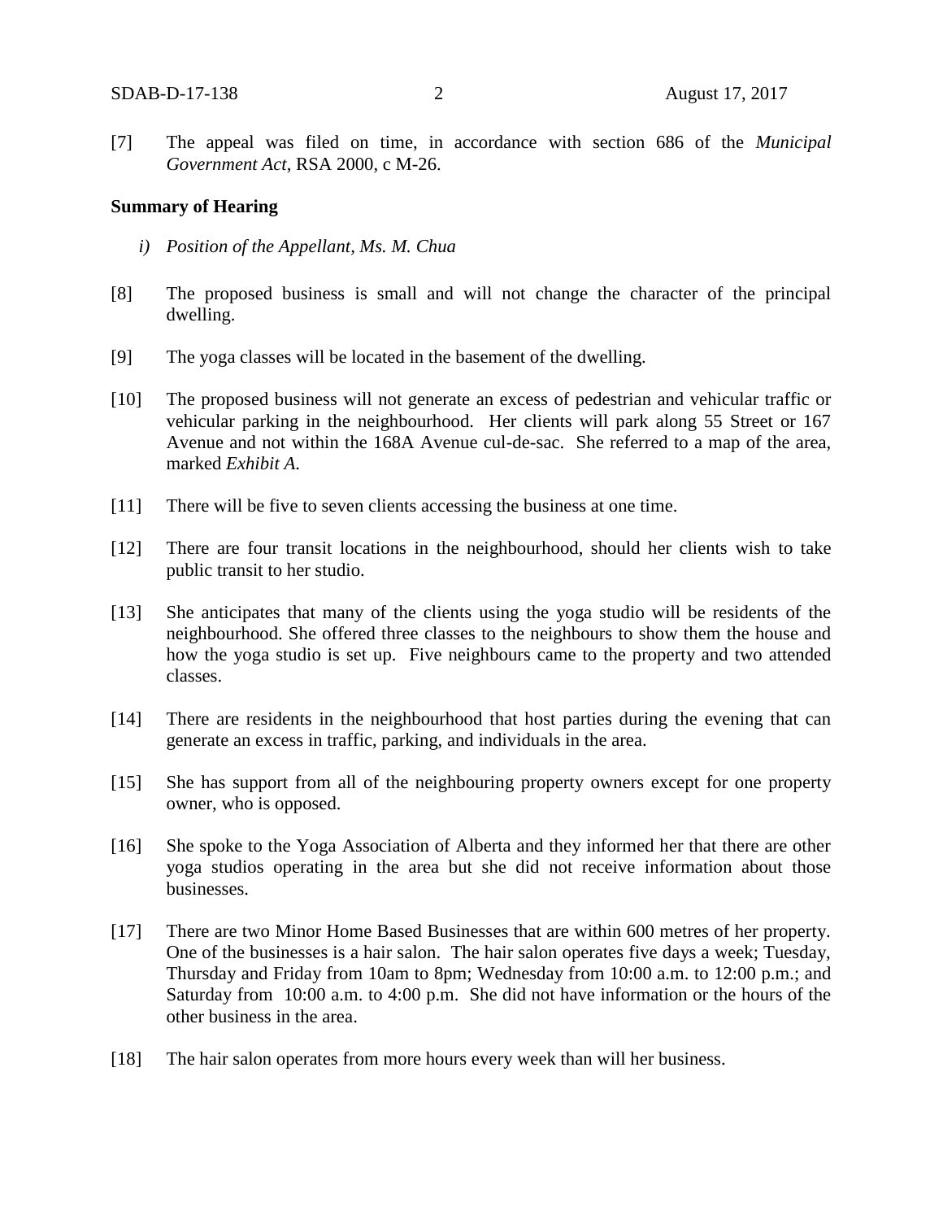[7] The appeal was filed on time, in accordance with section 686 of the *Municipal Government Act*, RSA 2000, c M-26.

**Summary of Hearing**

*i) Position of the Appellant, Ms. M. Chua*

[8] The proposed business is small and will not change the character of the principal dwelling.

[9] The yoga classes will be located in the basement of the dwelling.

[10] The proposed business will not generate an excess of pedestrian and vehicular traffic or vehicular parking in the neighbourhood. Her clients will park along 55 Street or 167 Avenue and not within the 168A Avenue cul-de-sac. She referred to a map of the area, marked *Exhibit A*.

[11] There will be five to seven clients accessing the business at one time.

[12] There are four transit locations in the neighbourhood, should her clients wish to take public transit to her studio.

[13] She anticipates that many of the clients using the yoga studio will be residents of the neighbourhood. She offered three classes to the neighbours to show them the house and how the yoga studio is set up. Five neighbours came to the property and two attended classes.

[14] There are residents in the neighbourhood that host parties during the evening that can generate an excess in traffic, parking, and individuals in the area.

[15] She has support from all of the neighbouring property owners except for one property owner, who is opposed.

[16] She spoke to the Yoga Association of Alberta and they informed her that there are other yoga studios operating in the area but she did not receive information about those businesses.

[17] There are two Minor Home Based Businesses that are within 600 metres of her property. One of the businesses is a hair salon. The hair salon operates five days a week; Tuesday, Thursday and Friday from 10am to 8pm; Wednesday from 10:00 a.m. to 12:00 p.m.; and Saturday from 10:00 a.m. to 4:00 p.m. She did not have information or the hours of the other business in the area.

[18] The hair salon operates from more hours every week than will her business.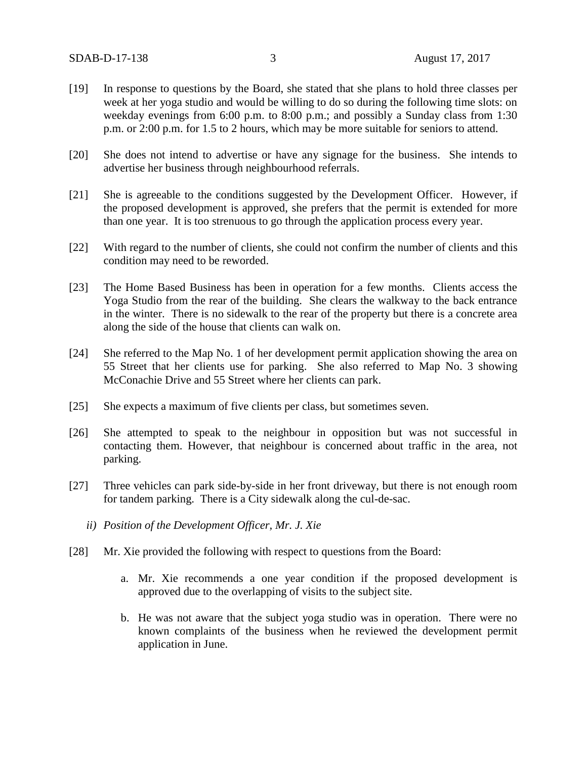[19] In response to questions by the Board, she stated that she plans to hold three classes per week at her yoga studio and would be willing to do so during the following time slots: on weekday evenings from 6:00 p.m. to 8:00 p.m.; and possibly a Sunday class from 1:30 p.m. or 2:00 p.m. for 1.5 to 2 hours, which may be more suitable for seniors to attend.

[20] She does not intend to advertise or have any signage for the business. She intends to advertise her business through neighbourhood referrals.

[21] She is agreeable to the conditions suggested by the Development Officer. However, if the proposed development is approved, she prefers that the permit is extended for more than one year. It is too strenuous to go through the application process every year.

[22] With regard to the number of clients, she could not confirm the number of clients and this condition may need to be reworded.

[23] The Home Based Business has been in operation for a few months. Clients access the Yoga Studio from the rear of the building. She clears the walkway to the back entrance in the winter. There is no sidewalk to the rear of the property but there is a concrete area along the side of the house that clients can walk on.

[24] She referred to the Map No. 1 of her development permit application showing the area on 55 Street that her clients use for parking. She also referred to Map No. 3 showing McConachie Drive and 55 Street where her clients can park.

[25] She expects a maximum of five clients per class, but sometimes seven.

[26] She attempted to speak to the neighbour in opposition but was not successful in contacting them. However, that neighbour is concerned about traffic in the area, not parking.

[27] Three vehicles can park side-by-side in her front driveway, but there is not enough room for tandem parking. There is a City sidewalk along the cul-de-sac.

*ii) Position of the Development Officer, Mr. J. Xie*

[28] Mr. Xie provided the following with respect to questions from the Board:

a. Mr. Xie recommends a one year condition if the proposed development is approved due to the overlapping of visits to the subject site.

b. He was not aware that the subject yoga studio was in operation. There were no known complaints of the business when he reviewed the development permit application in June.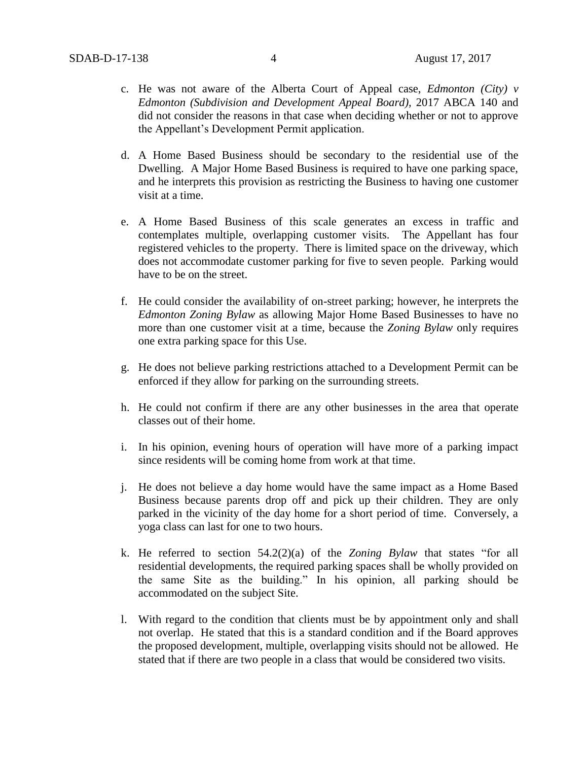c. He was not aware of the Alberta Court of Appeal case, *Edmonton (City) v Edmonton (Subdivision and Development Appeal Board)*, 2017 ABCA 140 and did not consider the reasons in that case when deciding whether or not to approve the Appellant's Development Permit application.

d. A Home Based Business should be secondary to the residential use of the Dwelling. A Major Home Based Business is required to have one parking space, and he interprets this provision as restricting the Business to having one customer visit at a time.

e. A Home Based Business of this scale generates an excess in traffic and contemplates multiple, overlapping customer visits. The Appellant has four registered vehicles to the property. There is limited space on the driveway, which does not accommodate customer parking for five to seven people. Parking would have to be on the street.

f. He could consider the availability of on-street parking; however, he interprets the *Edmonton Zoning Bylaw* as allowing Major Home Based Businesses to have no more than one customer visit at a time, because the *Zoning Bylaw* only requires one extra parking space for this Use.

g. He does not believe parking restrictions attached to a Development Permit can be enforced if they allow for parking on the surrounding streets.

h. He could not confirm if there are any other businesses in the area that operate classes out of their home.

i. In his opinion, evening hours of operation will have more of a parking impact since residents will be coming home from work at that time.

j. He does not believe a day home would have the same impact as a Home Based Business because parents drop off and pick up their children. They are only parked in the vicinity of the day home for a short period of time. Conversely, a yoga class can last for one to two hours.

k. He referred to section 54.2(2)(a) of the *Zoning Bylaw* that states "for all residential developments, the required parking spaces shall be wholly provided on the same Site as the building." In his opinion, all parking should be accommodated on the subject Site.

l. With regard to the condition that clients must be by appointment only and shall not overlap. He stated that this is a standard condition and if the Board approves the proposed development, multiple, overlapping visits should not be allowed. He stated that if there are two people in a class that would be considered two visits.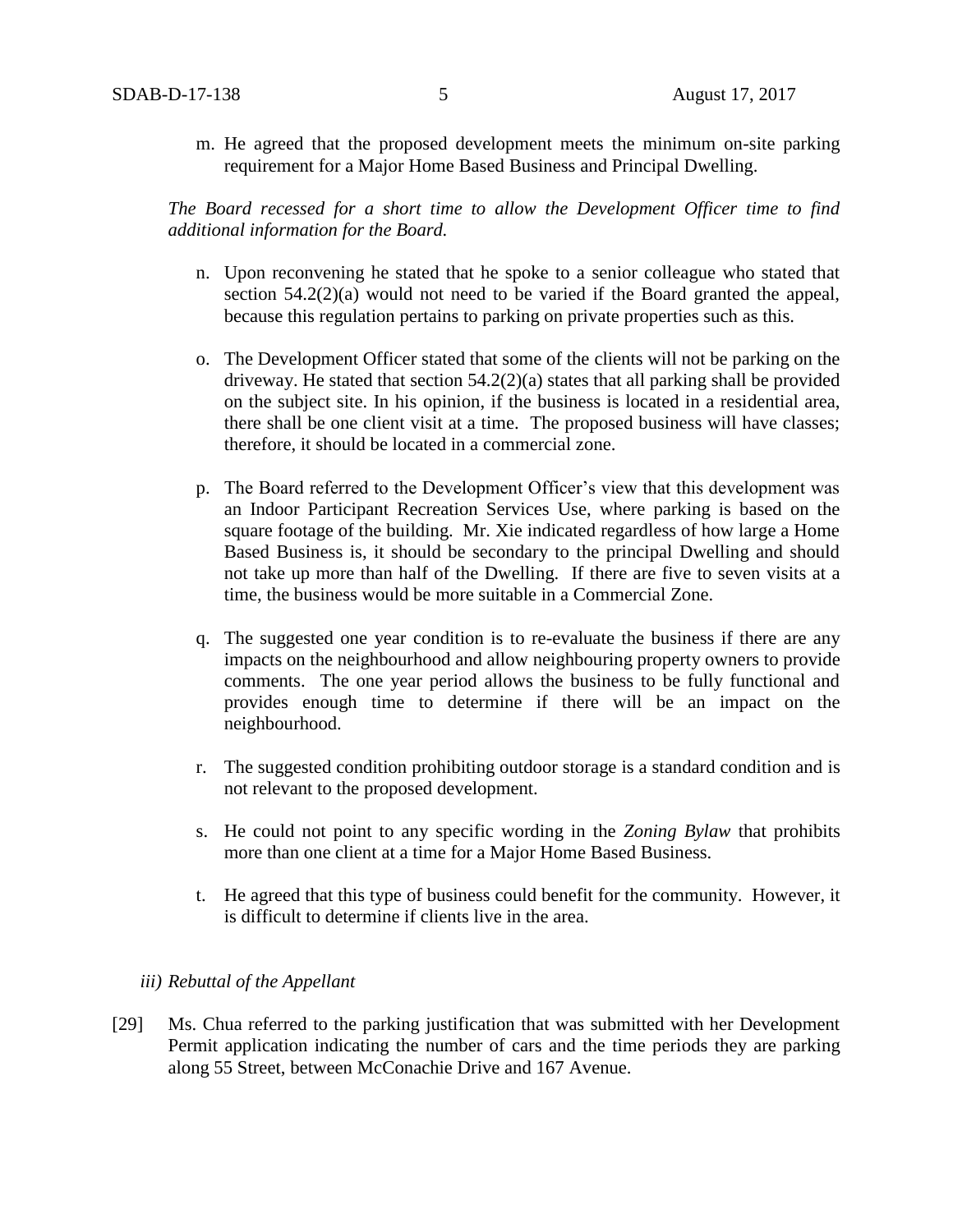m. He agreed that the proposed development meets the minimum on-site parking requirement for a Major Home Based Business and Principal Dwelling.

*The Board recessed for a short time to allow the Development Officer time to find additional information for the Board.*

n. Upon reconvening he stated that he spoke to a senior colleague who stated that section 54.2(2)(a) would not need to be varied if the Board granted the appeal, because this regulation pertains to parking on private properties such as this.

o. The Development Officer stated that some of the clients will not be parking on the driveway. He stated that section 54.2(2)(a) states that all parking shall be provided on the subject site. In his opinion, if the business is located in a residential area, there shall be one client visit at a time. The proposed business will have classes; therefore, it should be located in a commercial zone.

p. The Board referred to the Development Officer's view that this development was an Indoor Participant Recreation Services Use, where parking is based on the square footage of the building. Mr. Xie indicated regardless of how large a Home Based Business is, it should be secondary to the principal Dwelling and should not take up more than half of the Dwelling. If there are five to seven visits at a time, the business would be more suitable in a Commercial Zone.

q. The suggested one year condition is to re-evaluate the business if there are any impacts on the neighbourhood and allow neighbouring property owners to provide comments. The one year period allows the business to be fully functional and provides enough time to determine if there will be an impact on the neighbourhood.

r. The suggested condition prohibiting outdoor storage is a standard condition and is not relevant to the proposed development.

s. He could not point to any specific wording in the *Zoning Bylaw* that prohibits more than one client at a time for a Major Home Based Business.

t. He agreed that this type of business could benefit for the community. However, it is difficult to determine if clients live in the area.

*iii) Rebuttal of the Appellant*

[29] Ms. Chua referred to the parking justification that was submitted with her Development Permit application indicating the number of cars and the time periods they are parking along 55 Street, between McConachie Drive and 167 Avenue.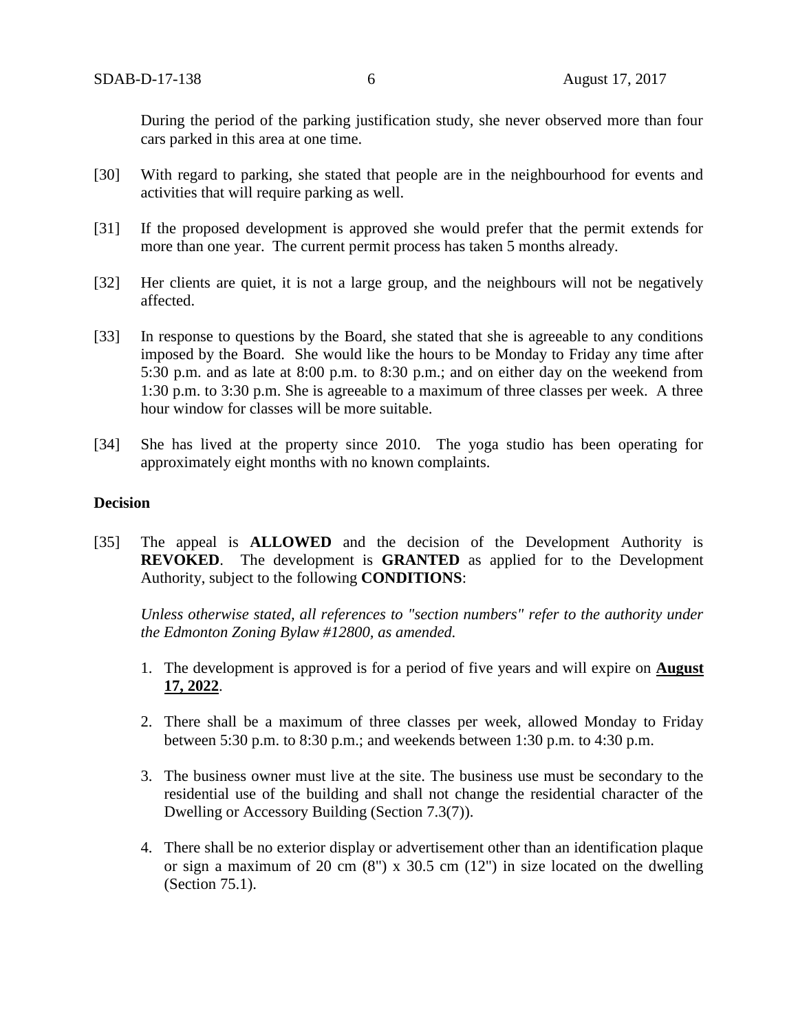During the period of the parking justification study, she never observed more than four cars parked in this area at one time.

[30] With regard to parking, she stated that people are in the neighbourhood for events and activities that will require parking as well.

[31] If the proposed development is approved she would prefer that the permit extends for more than one year. The current permit process has taken 5 months already.

[32] Her clients are quiet, it is not a large group, and the neighbours will not be negatively affected.

[33] In response to questions by the Board, she stated that she is agreeable to any conditions imposed by the Board. She would like the hours to be Monday to Friday any time after 5:30 p.m. and as late at 8:00 p.m. to 8:30 p.m.; and on either day on the weekend from 1:30 p.m. to 3:30 p.m. She is agreeable to a maximum of three classes per week. A three hour window for classes will be more suitable.

[34] She has lived at the property since 2010. The yoga studio has been operating for approximately eight months with no known complaints.

**Decision**

[35] The appeal is **ALLOWED** and the decision of the Development Authority is **REVOKED**. The development is **GRANTED** as applied for to the Development Authority, subject to the following **CONDITIONS**:

*Unless otherwise stated, all references to "section numbers" refer to the authority under the Edmonton Zoning Bylaw #12800, as amended.*

1. The development is approved is for a period of five years and will expire on **August 17, 2022**.

2. There shall be a maximum of three classes per week, allowed Monday to Friday between 5:30 p.m. to 8:30 p.m.; and weekends between 1:30 p.m. to 4:30 p.m.

3. The business owner must live at the site. The business use must be secondary to the residential use of the building and shall not change the residential character of the Dwelling or Accessory Building (Section 7.3(7)).

4. There shall be no exterior display or advertisement other than an identification plaque or sign a maximum of 20 cm (8") x 30.5 cm (12") in size located on the dwelling (Section 75.1).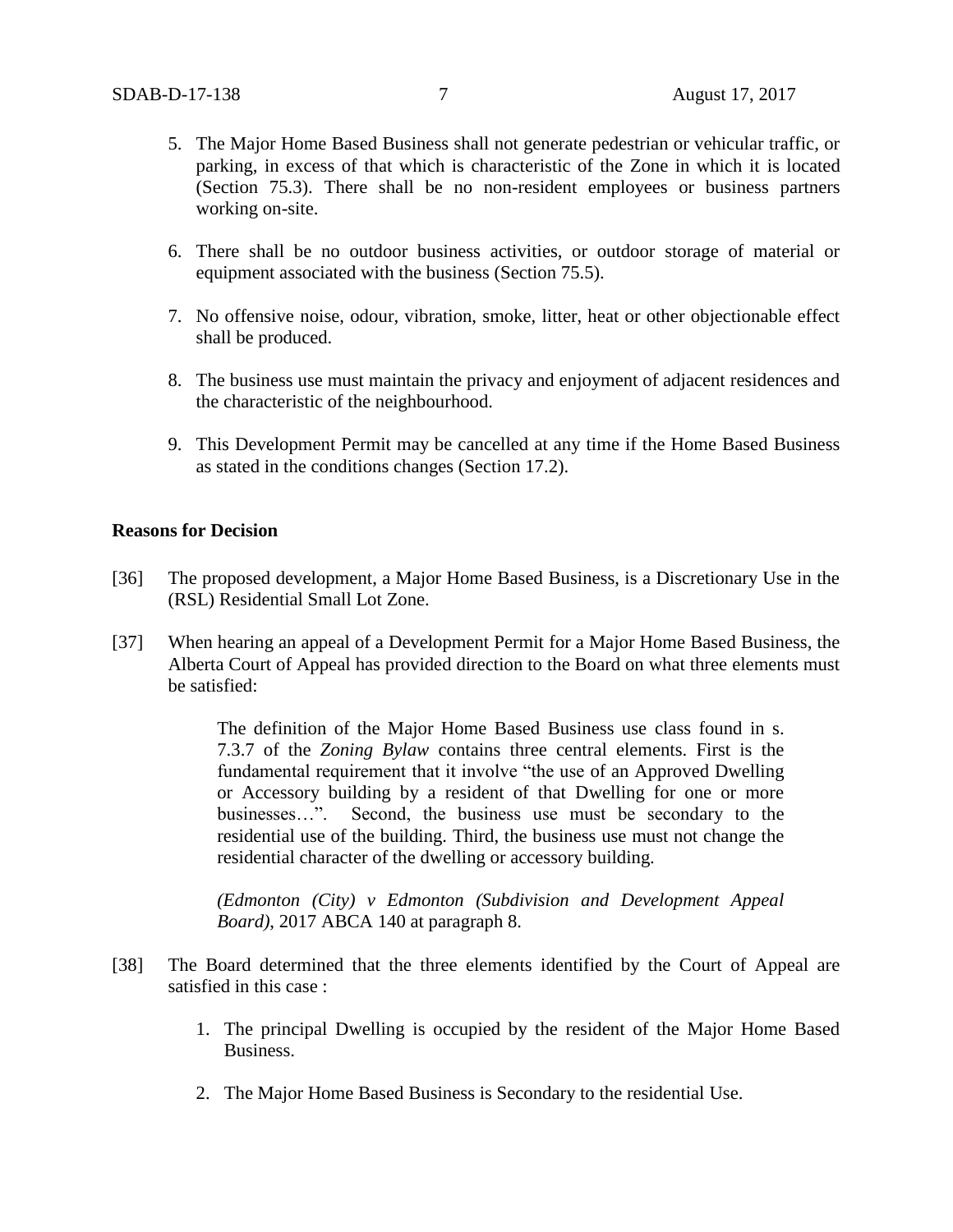5. The Major Home Based Business shall not generate pedestrian or vehicular traffic, or parking, in excess of that which is characteristic of the Zone in which it is located (Section 75.3). There shall be no non-resident employees or business partners working on-site.

6. There shall be no outdoor business activities, or outdoor storage of material or equipment associated with the business (Section 75.5).

7. No offensive noise, odour, vibration, smoke, litter, heat or other objectionable effect shall be produced.

8. The business use must maintain the privacy and enjoyment of adjacent residences and the characteristic of the neighbourhood.

9. This Development Permit may be cancelled at any time if the Home Based Business as stated in the conditions changes (Section 17.2).

**Reasons for Decision**

[36] The proposed development, a Major Home Based Business, is a Discretionary Use in the (RSL) Residential Small Lot Zone.

[37] When hearing an appeal of a Development Permit for a Major Home Based Business, the Alberta Court of Appeal has provided direction to the Board on what three elements must be satisfied:

> The definition of the Major Home Based Business use class found in s. 7.3.7 of the *Zoning Bylaw* contains three central elements. First is the fundamental requirement that it involve "the use of an Approved Dwelling or Accessory building by a resident of that Dwelling for one or more businesses…". Second, the business use must be secondary to the residential use of the building. Third, the business use must not change the residential character of the dwelling or accessory building.
>
> *(Edmonton (City) v Edmonton (Subdivision and Development Appeal Board)*, 2017 ABCA 140 at paragraph 8.

[38] The Board determined that the three elements identified by the Court of Appeal are satisfied in this case :

1. The principal Dwelling is occupied by the resident of the Major Home Based Business.

2. The Major Home Based Business is Secondary to the residential Use.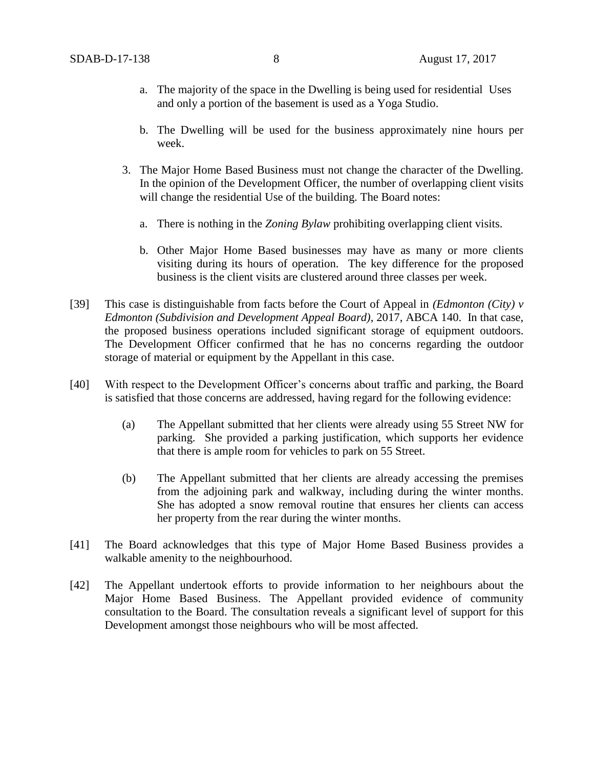a. The majority of the space in the Dwelling is being used for residential Uses and only a portion of the basement is used as a Yoga Studio.

b. The Dwelling will be used for the business approximately nine hours per week.

3. The Major Home Based Business must not change the character of the Dwelling. In the opinion of the Development Officer, the number of overlapping client visits will change the residential Use of the building. The Board notes:

   a. There is nothing in the *Zoning Bylaw* prohibiting overlapping client visits.

   b. Other Major Home Based businesses may have as many or more clients visiting during its hours of operation. The key difference for the proposed business is the client visits are clustered around three classes per week.

[39] This case is distinguishable from facts before the Court of Appeal in *(Edmonton (City) v Edmonton (Subdivision and Development Appeal Board)*, 2017, ABCA 140. In that case, the proposed business operations included significant storage of equipment outdoors. The Development Officer confirmed that he has no concerns regarding the outdoor storage of material or equipment by the Appellant in this case.

[40] With respect to the Development Officer's concerns about traffic and parking, the Board is satisfied that those concerns are addressed, having regard for the following evidence:

(a) The Appellant submitted that her clients were already using 55 Street NW for parking. She provided a parking justification, which supports her evidence that there is ample room for vehicles to park on 55 Street.

(b) The Appellant submitted that her clients are already accessing the premises from the adjoining park and walkway, including during the winter months. She has adopted a snow removal routine that ensures her clients can access her property from the rear during the winter months.

[41] The Board acknowledges that this type of Major Home Based Business provides a walkable amenity to the neighbourhood.

[42] The Appellant undertook efforts to provide information to her neighbours about the Major Home Based Business. The Appellant provided evidence of community consultation to the Board. The consultation reveals a significant level of support for this Development amongst those neighbours who will be most affected.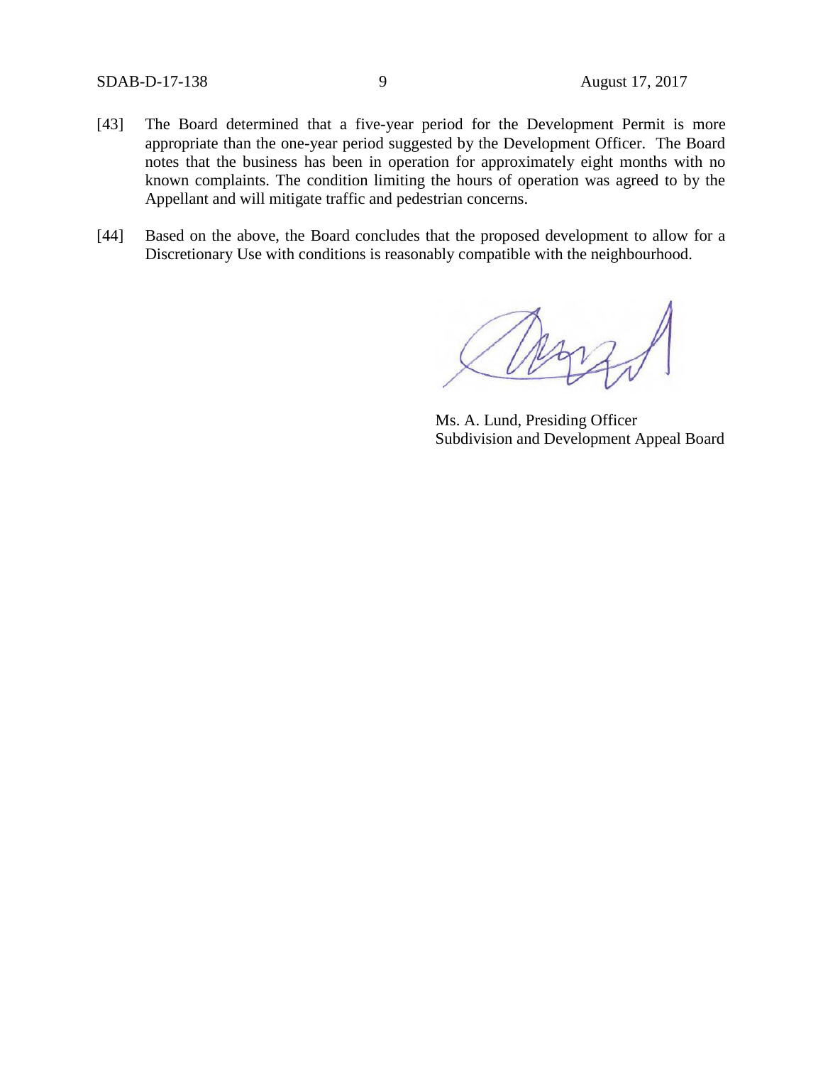[43] The Board determined that a five-year period for the Development Permit is more appropriate than the one-year period suggested by the Development Officer. The Board notes that the business has been in operation for approximately eight months with no known complaints. The condition limiting the hours of operation was agreed to by the Appellant and will mitigate traffic and pedestrian concerns.

[44] Based on the above, the Board concludes that the proposed development to allow for a Discretionary Use with conditions is reasonably compatible with the neighbourhood.

Ms. A. Lund, Presiding Officer
Subdivision and Development Appeal Board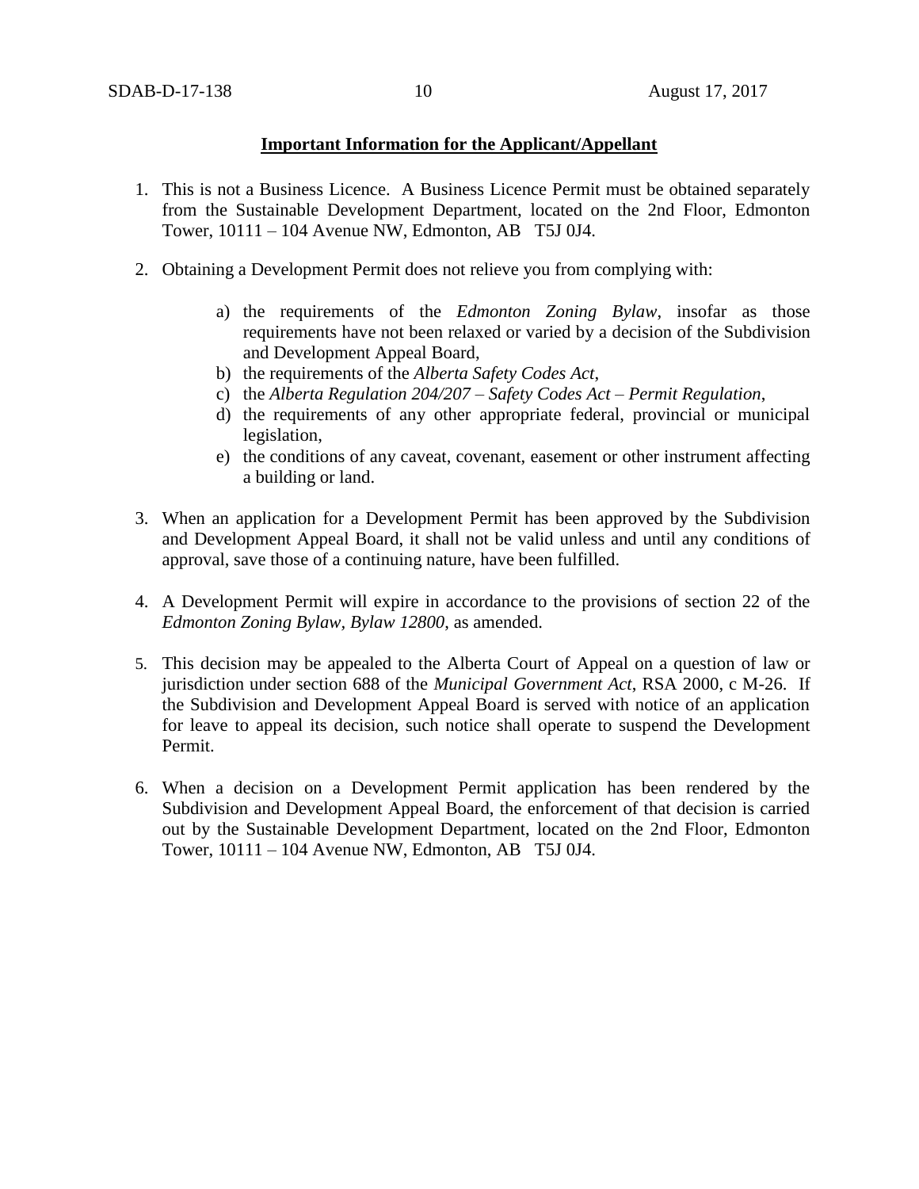**Important Information for the Applicant/Appellant**

1. This is not a Business Licence. A Business Licence Permit must be obtained separately from the Sustainable Development Department, located on the 2nd Floor, Edmonton Tower, 10111 – 104 Avenue NW, Edmonton, AB T5J 0J4.

2. Obtaining a Development Permit does not relieve you from complying with:

    a) the requirements of the *Edmonton Zoning Bylaw*, insofar as those requirements have not been relaxed or varied by a decision of the Subdivision and Development Appeal Board,
    b) the requirements of the *Alberta Safety Codes Act*,
    c) the *Alberta Regulation 204/207 – Safety Codes Act – Permit Regulation*,
    d) the requirements of any other appropriate federal, provincial or municipal legislation,
    e) the conditions of any caveat, covenant, easement or other instrument affecting a building or land.

3. When an application for a Development Permit has been approved by the Subdivision and Development Appeal Board, it shall not be valid unless and until any conditions of approval, save those of a continuing nature, have been fulfilled.

4. A Development Permit will expire in accordance to the provisions of section 22 of the *Edmonton Zoning Bylaw, Bylaw 12800*, as amended.

5. This decision may be appealed to the Alberta Court of Appeal on a question of law or jurisdiction under section 688 of the *Municipal Government Act*, RSA 2000, c M-26. If the Subdivision and Development Appeal Board is served with notice of an application for leave to appeal its decision, such notice shall operate to suspend the Development Permit.

6. When a decision on a Development Permit application has been rendered by the Subdivision and Development Appeal Board, the enforcement of that decision is carried out by the Sustainable Development Department, located on the 2nd Floor, Edmonton Tower, 10111 – 104 Avenue NW, Edmonton, AB T5J 0J4.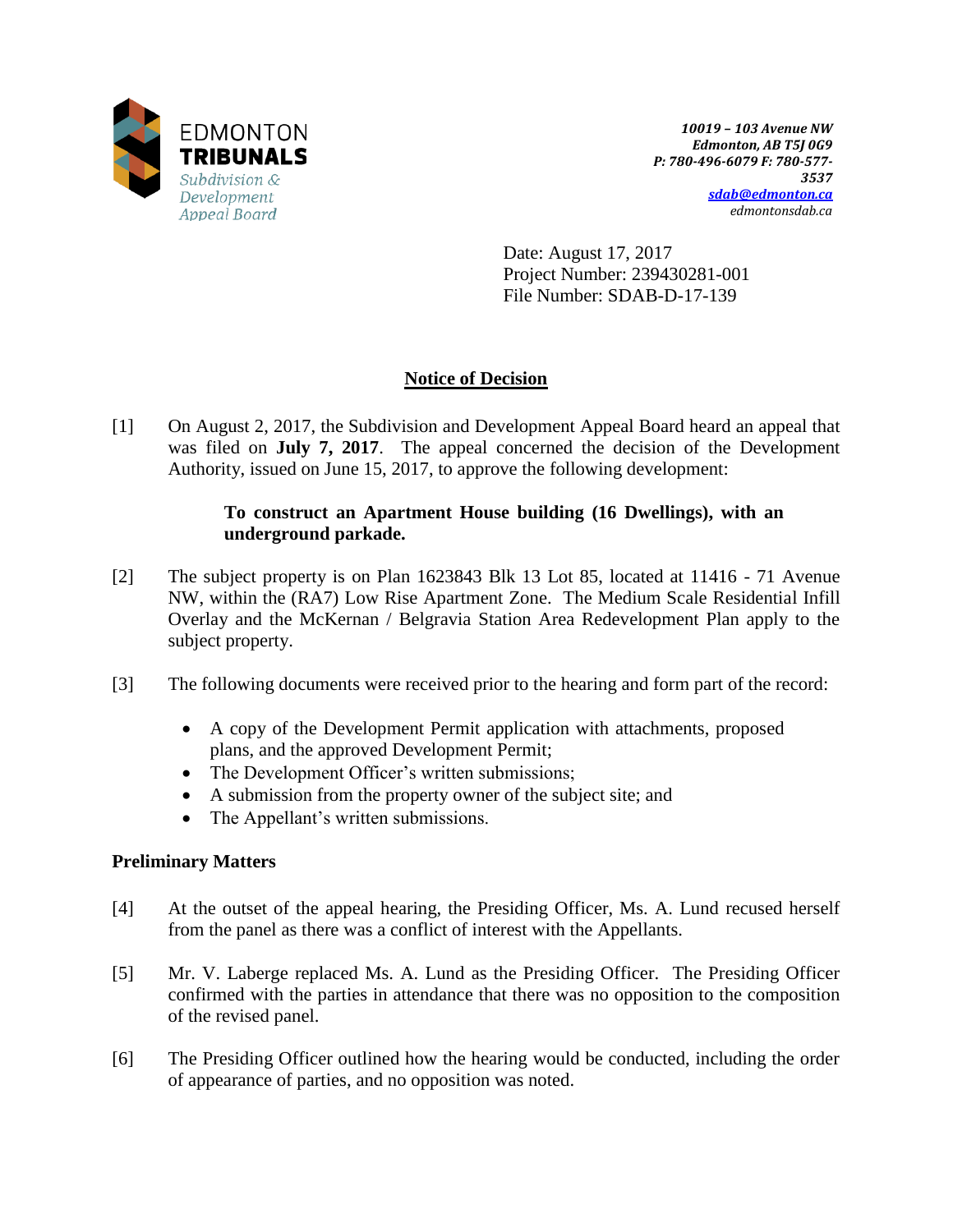EDMONTON
**TRIBUNALS**
*Subdivision & Development Appeal Board*

*10019 – 103 Avenue NW*
*Edmonton, AB T5J 0G9*
*P: 780-496-6079 F: 780-577-3537*
*sdab@edmonton.ca*
*edmontonsdab.ca*

Date: August 17, 2017
Project Number: 239430281-001
File Number: SDAB-D-17-139

## Notice of Decision

[1] On August 2, 2017, the Subdivision and Development Appeal Board heard an appeal that was filed on **July 7, 2017**. The appeal concerned the decision of the Development Authority, issued on June 15, 2017, to approve the following development:

> **To construct an Apartment House building (16 Dwellings), with an underground parkade.**

[2] The subject property is on Plan 1623843 Blk 13 Lot 85, located at 11416 - 71 Avenue NW, within the (RA7) Low Rise Apartment Zone. The Medium Scale Residential Infill Overlay and the McKernan / Belgravia Station Area Redevelopment Plan apply to the subject property.

[3] The following documents were received prior to the hearing and form part of the record:

- A copy of the Development Permit application with attachments, proposed plans, and the approved Development Permit;
- The Development Officer's written submissions;
- A submission from the property owner of the subject site; and
- The Appellant's written submissions.

### Preliminary Matters

[4] At the outset of the appeal hearing, the Presiding Officer, Ms. A. Lund recused herself from the panel as there was a conflict of interest with the Appellants.

[5] Mr. V. Laberge replaced Ms. A. Lund as the Presiding Officer. The Presiding Officer confirmed with the parties in attendance that there was no opposition to the composition of the revised panel.

[6] The Presiding Officer outlined how the hearing would be conducted, including the order of appearance of parties, and no opposition was noted.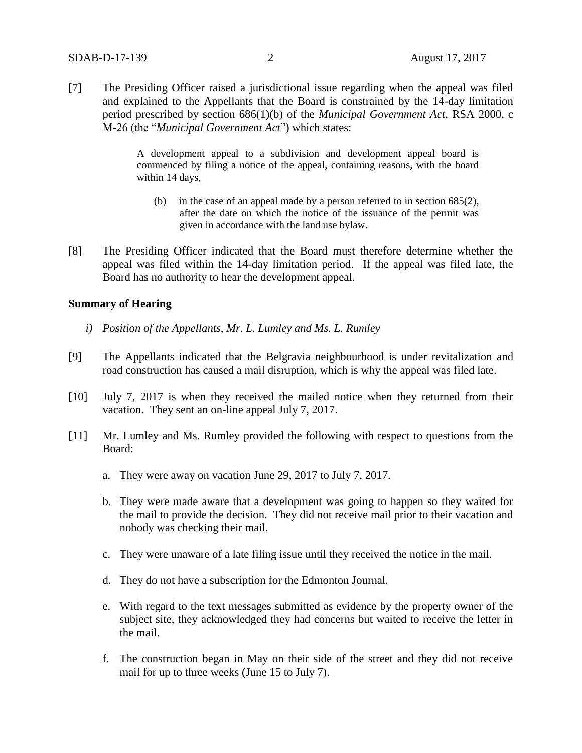[7] The Presiding Officer raised a jurisdictional issue regarding when the appeal was filed and explained to the Appellants that the Board is constrained by the 14-day limitation period prescribed by section 686(1)(b) of the *Municipal Government Act*, RSA 2000, c M-26 (the "*Municipal Government Act*") which states:

> A development appeal to a subdivision and development appeal board is commenced by filing a notice of the appeal, containing reasons, with the board within 14 days,
>
> (b) in the case of an appeal made by a person referred to in section 685(2), after the date on which the notice of the issuance of the permit was given in accordance with the land use bylaw.

[8] The Presiding Officer indicated that the Board must therefore determine whether the appeal was filed within the 14-day limitation period. If the appeal was filed late, the Board has no authority to hear the development appeal.

**Summary of Hearing**

*i) Position of the Appellants, Mr. L. Lumley and Ms. L. Rumley*

[9] The Appellants indicated that the Belgravia neighbourhood is under revitalization and road construction has caused a mail disruption, which is why the appeal was filed late.

[10] July 7, 2017 is when they received the mailed notice when they returned from their vacation. They sent an on-line appeal July 7, 2017.

[11] Mr. Lumley and Ms. Rumley provided the following with respect to questions from the Board:

a. They were away on vacation June 29, 2017 to July 7, 2017.

b. They were made aware that a development was going to happen so they waited for the mail to provide the decision. They did not receive mail prior to their vacation and nobody was checking their mail.

c. They were unaware of a late filing issue until they received the notice in the mail.

d. They do not have a subscription for the Edmonton Journal.

e. With regard to the text messages submitted as evidence by the property owner of the subject site, they acknowledged they had concerns but waited to receive the letter in the mail.

f. The construction began in May on their side of the street and they did not receive mail for up to three weeks (June 15 to July 7).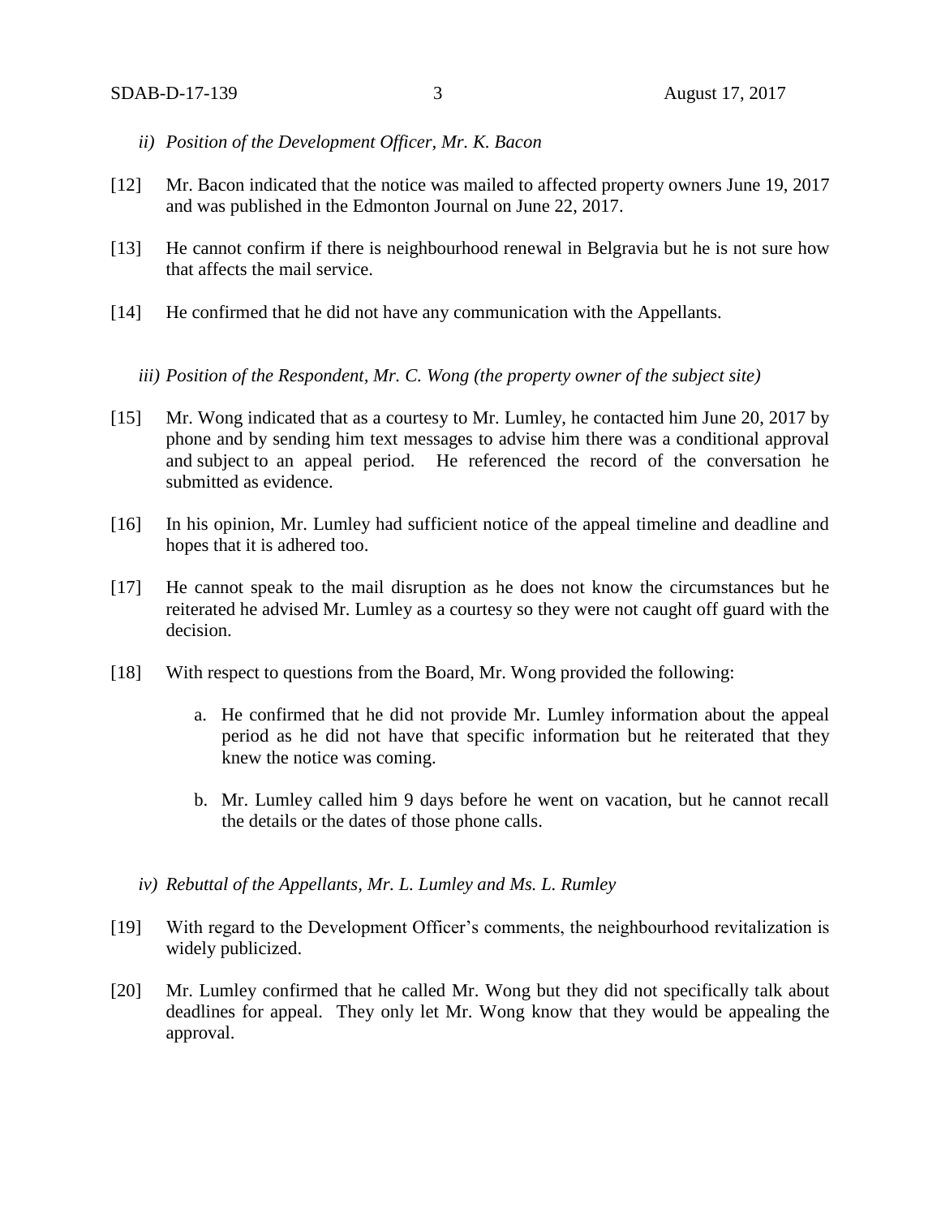*ii) Position of the Development Officer, Mr. K. Bacon*

[12] Mr. Bacon indicated that the notice was mailed to affected property owners June 19, 2017 and was published in the Edmonton Journal on June 22, 2017.

[13] He cannot confirm if there is neighbourhood renewal in Belgravia but he is not sure how that affects the mail service.

[14] He confirmed that he did not have any communication with the Appellants.

*iii) Position of the Respondent, Mr. C. Wong (the property owner of the subject site)*

[15] Mr. Wong indicated that as a courtesy to Mr. Lumley, he contacted him June 20, 2017 by phone and by sending him text messages to advise him there was a conditional approval and subject to an appeal period. He referenced the record of the conversation he submitted as evidence.

[16] In his opinion, Mr. Lumley had sufficient notice of the appeal timeline and deadline and hopes that it is adhered too.

[17] He cannot speak to the mail disruption as he does not know the circumstances but he reiterated he advised Mr. Lumley as a courtesy so they were not caught off guard with the decision.

[18] With respect to questions from the Board, Mr. Wong provided the following:

a. He confirmed that he did not provide Mr. Lumley information about the appeal period as he did not have that specific information but he reiterated that they knew the notice was coming.

b. Mr. Lumley called him 9 days before he went on vacation, but he cannot recall the details or the dates of those phone calls.

*iv) Rebuttal of the Appellants, Mr. L. Lumley and Ms. L. Rumley*

[19] With regard to the Development Officer's comments, the neighbourhood revitalization is widely publicized.

[20] Mr. Lumley confirmed that he called Mr. Wong but they did not specifically talk about deadlines for appeal. They only let Mr. Wong know that they would be appealing the approval.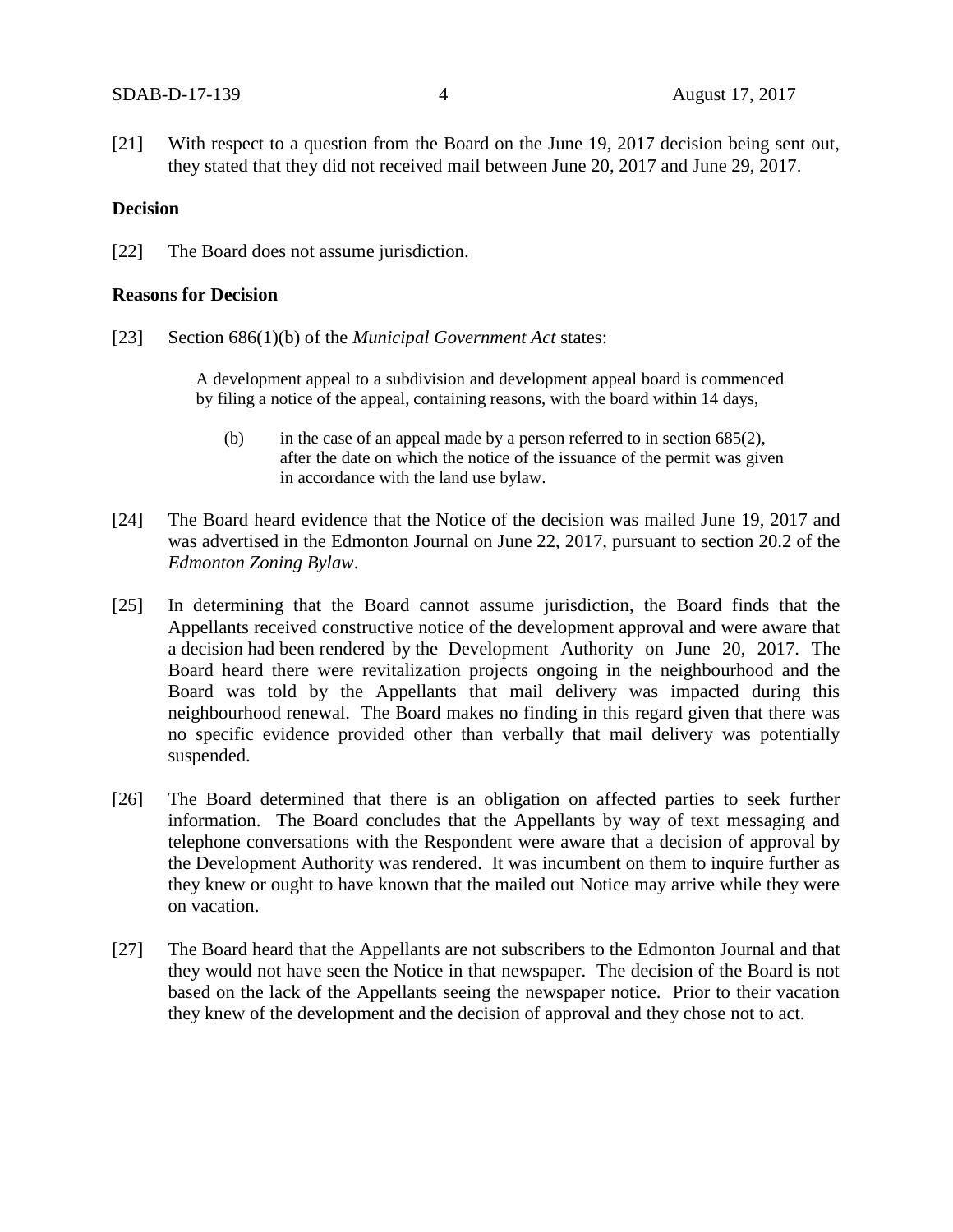[21] With respect to a question from the Board on the June 19, 2017 decision being sent out, they stated that they did not received mail between June 20, 2017 and June 29, 2017.

**Decision**

[22] The Board does not assume jurisdiction.

**Reasons for Decision**

[23] Section 686(1)(b) of the *Municipal Government Act* states:

> A development appeal to a subdivision and development appeal board is commenced by filing a notice of the appeal, containing reasons, with the board within 14 days,
>
> (b) in the case of an appeal made by a person referred to in section 685(2), after the date on which the notice of the issuance of the permit was given in accordance with the land use bylaw.

[24] The Board heard evidence that the Notice of the decision was mailed June 19, 2017 and was advertised in the Edmonton Journal on June 22, 2017, pursuant to section 20.2 of the *Edmonton Zoning Bylaw*.

[25] In determining that the Board cannot assume jurisdiction, the Board finds that the Appellants received constructive notice of the development approval and were aware that a decision had been rendered by the Development Authority on June 20, 2017. The Board heard there were revitalization projects ongoing in the neighbourhood and the Board was told by the Appellants that mail delivery was impacted during this neighbourhood renewal. The Board makes no finding in this regard given that there was no specific evidence provided other than verbally that mail delivery was potentially suspended.

[26] The Board determined that there is an obligation on affected parties to seek further information. The Board concludes that the Appellants by way of text messaging and telephone conversations with the Respondent were aware that a decision of approval by the Development Authority was rendered. It was incumbent on them to inquire further as they knew or ought to have known that the mailed out Notice may arrive while they were on vacation.

[27] The Board heard that the Appellants are not subscribers to the Edmonton Journal and that they would not have seen the Notice in that newspaper. The decision of the Board is not based on the lack of the Appellants seeing the newspaper notice. Prior to their vacation they knew of the development and the decision of approval and they chose not to act.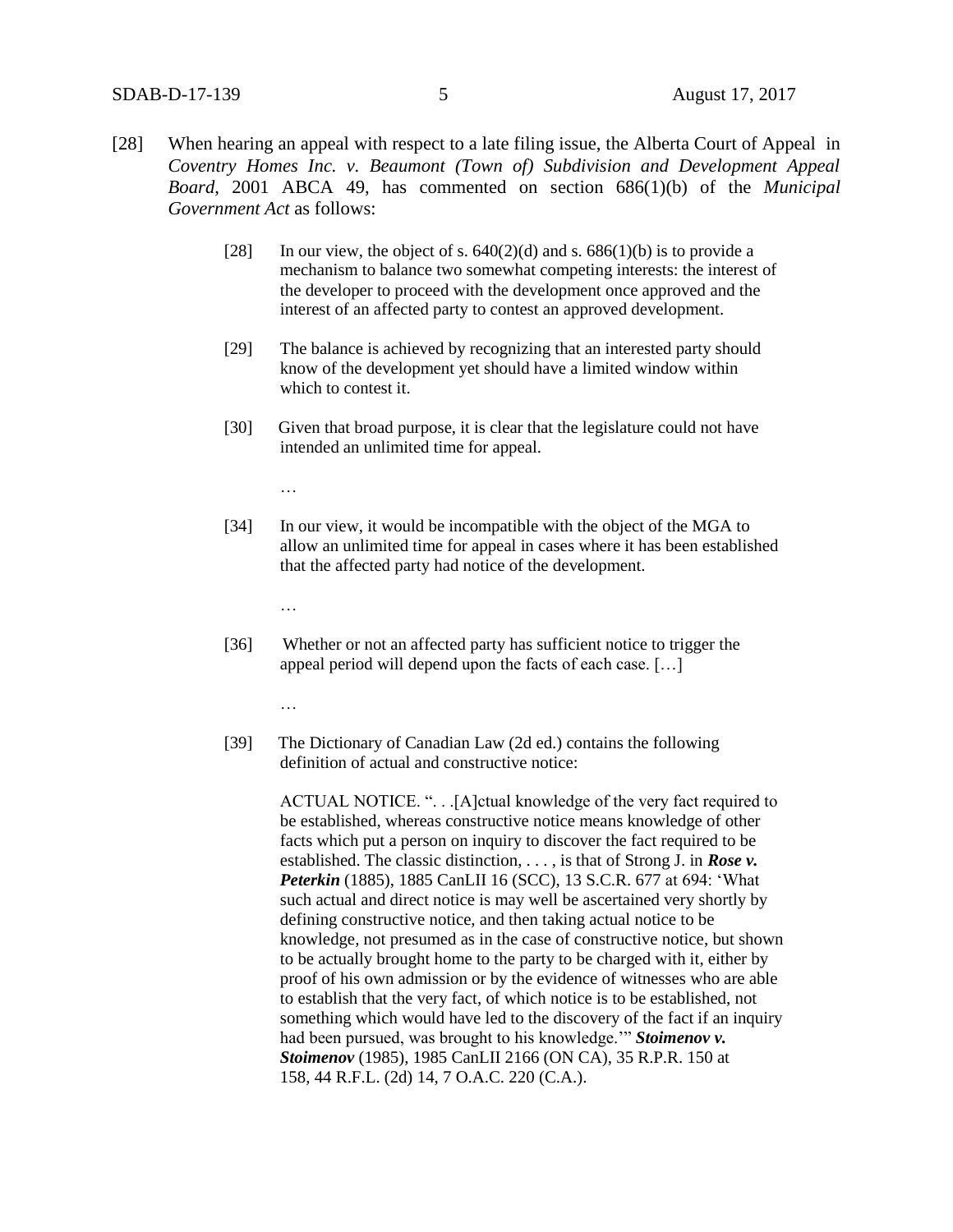[28] When hearing an appeal with respect to a late filing issue, the Alberta Court of Appeal in *Coventry Homes Inc. v. Beaumont (Town of) Subdivision and Development Appeal Board*, 2001 ABCA 49, has commented on section 686(1)(b) of the *Municipal Government Act* as follows:

> [28] In our view, the object of s. 640(2)(d) and s. 686(1)(b) is to provide a mechanism to balance two somewhat competing interests: the interest of the developer to proceed with the development once approved and the interest of an affected party to contest an approved development.
>
> [29] The balance is achieved by recognizing that an interested party should know of the development yet should have a limited window within which to contest it.
>
> [30] Given that broad purpose, it is clear that the legislature could not have intended an unlimited time for appeal.
>
> …
>
> [34] In our view, it would be incompatible with the object of the MGA to allow an unlimited time for appeal in cases where it has been established that the affected party had notice of the development.
>
> …
>
> [36] Whether or not an affected party has sufficient notice to trigger the appeal period will depend upon the facts of each case. […]
>
> …
>
> [39] The Dictionary of Canadian Law (2d ed.) contains the following definition of actual and constructive notice:
>
> ACTUAL NOTICE. ". . .[A]ctual knowledge of the very fact required to be established, whereas constructive notice means knowledge of other facts which put a person on inquiry to discover the fact required to be established. The classic distinction, . . . , is that of Strong J. in ***Rose v. Peterkin*** (1885), 1885 CanLII 16 (SCC), 13 S.C.R. 677 at 694: 'What such actual and direct notice is may well be ascertained very shortly by defining constructive notice, and then taking actual notice to be knowledge, not presumed as in the case of constructive notice, but shown to be actually brought home to the party to be charged with it, either by proof of his own admission or by the evidence of witnesses who are able to establish that the very fact, of which notice is to be established, not something which would have led to the discovery of the fact if an inquiry had been pursued, was brought to his knowledge.'" ***Stoimenov v. Stoimenov*** (1985), 1985 CanLII 2166 (ON CA), 35 R.P.R. 150 at 158, 44 R.F.L. (2d) 14, 7 O.A.C. 220 (C.A.).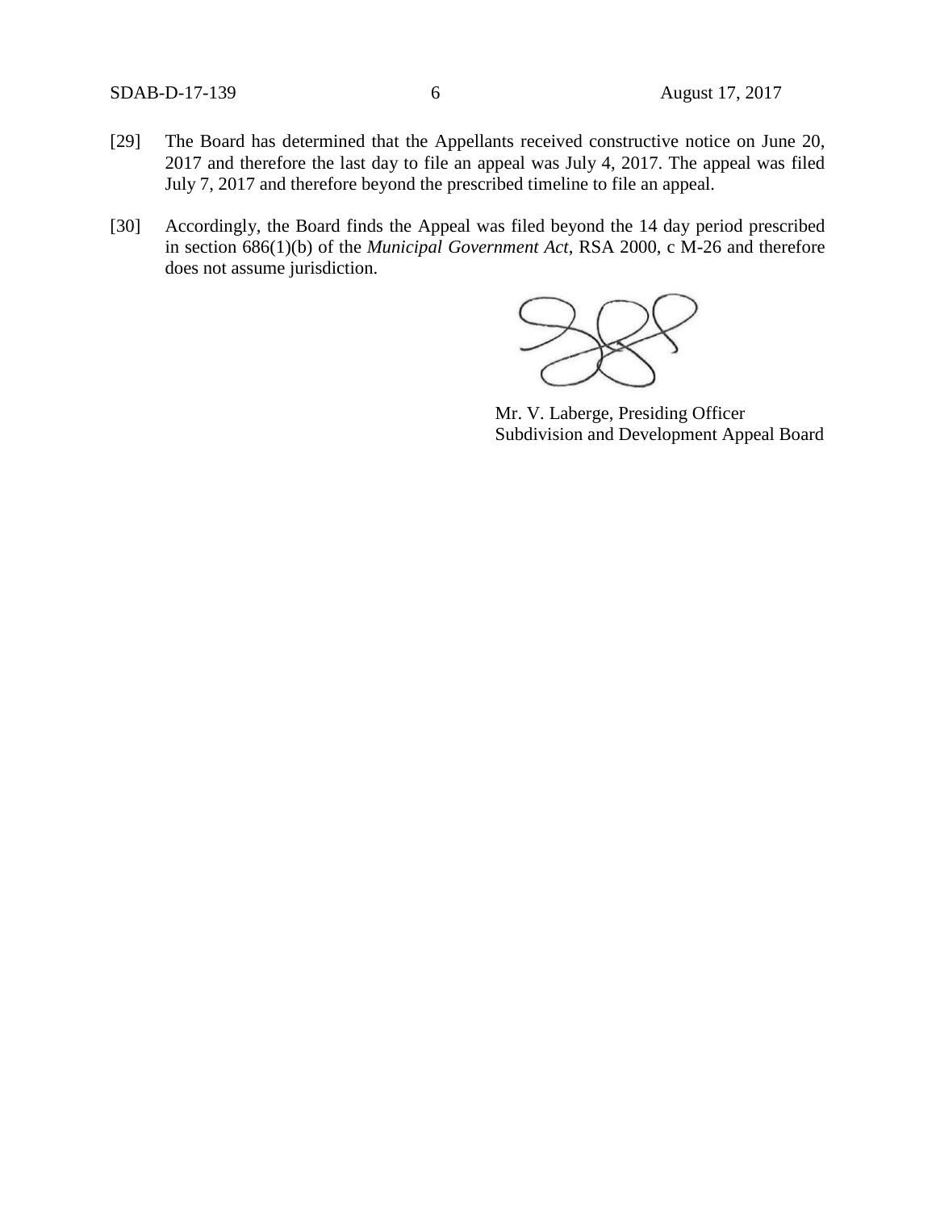[29] The Board has determined that the Appellants received constructive notice on June 20, 2017 and therefore the last day to file an appeal was July 4, 2017. The appeal was filed July 7, 2017 and therefore beyond the prescribed timeline to file an appeal.

[30] Accordingly, the Board finds the Appeal was filed beyond the 14 day period prescribed in section 686(1)(b) of the *Municipal Government Act*, RSA 2000, c M-26 and therefore does not assume jurisdiction.

Mr. V. Laberge, Presiding Officer
Subdivision and Development Appeal Board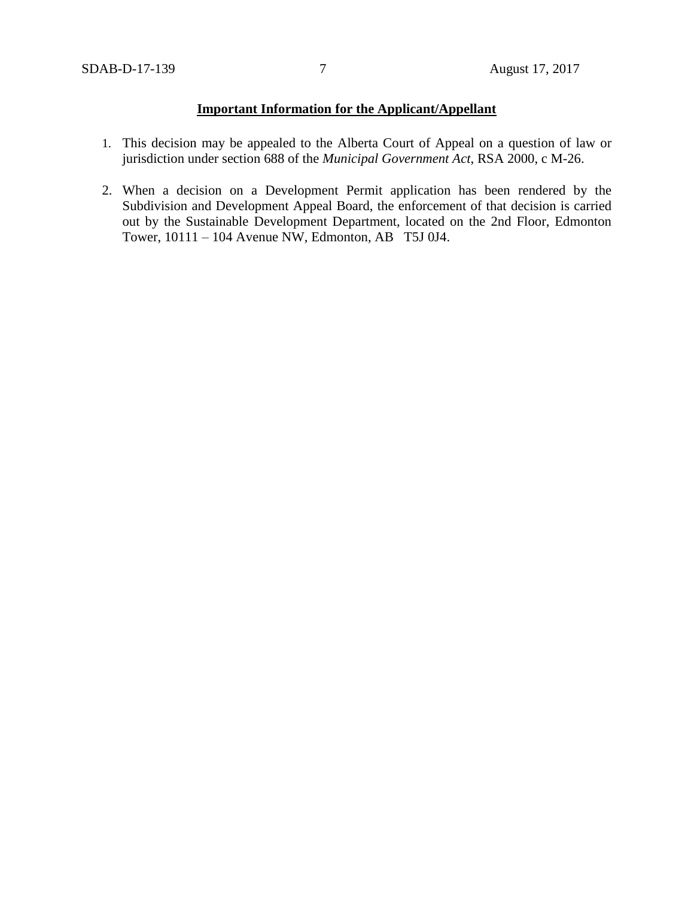**Important Information for the Applicant/Appellant**

1. This decision may be appealed to the Alberta Court of Appeal on a question of law or jurisdiction under section 688 of the *Municipal Government Act*, RSA 2000, c M-26.

2. When a decision on a Development Permit application has been rendered by the Subdivision and Development Appeal Board, the enforcement of that decision is carried out by the Sustainable Development Department, located on the 2nd Floor, Edmonton Tower, 10111 – 104 Avenue NW, Edmonton, AB T5J 0J4.